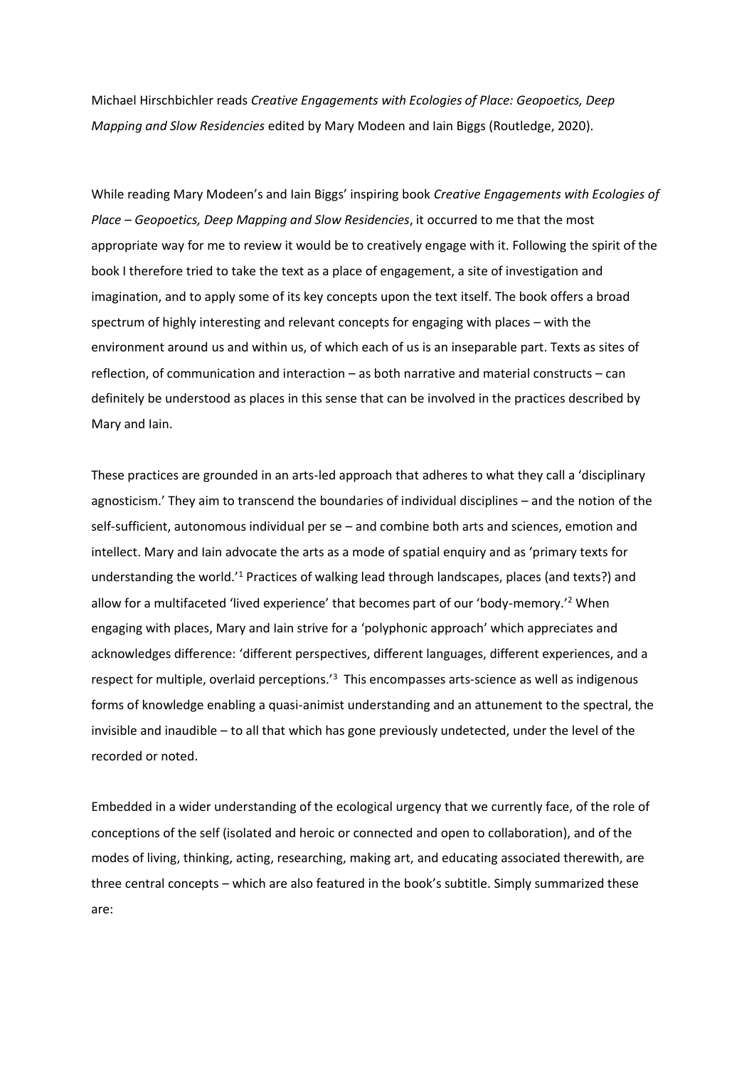Michael Hirschbichler reads *Creative Engagements with Ecologies of Place: Geopoetics, Deep Mapping and Slow Residencies* edited by Mary Modeen and Iain Biggs (Routledge, 2020).

While reading Mary Modeen's and Iain Biggs' inspiring book *Creative Engagements with Ecologies of Place – Geopoetics, Deep Mapping and Slow Residencies*, it occurred to me that the most appropriate way for me to review it would be to creatively engage with it. Following the spirit of the book I therefore tried to take the text as a place of engagement, a site of investigation and imagination, and to apply some of its key concepts upon the text itself. The book offers a broad spectrum of highly interesting and relevant concepts for engaging with places – with the environment around us and within us, of which each of us is an inseparable part. Texts as sites of reflection, of communication and interaction – as both narrative and material constructs – can definitely be understood as places in this sense that can be involved in the practices described by Mary and Iain.

These practices are grounded in an arts-led approach that adheres to what they call a 'disciplinary agnosticism.' They aim to transcend the boundaries of individual disciplines – and the notion of the self-sufficient, autonomous individual per se – and combine both arts and sciences, emotion and intellect. Mary and Iain advocate the arts as a mode of spatial enquiry and as 'primary texts for understanding the world.'[1] Practices of walking lead through landscapes, places (and texts?) and allow for a multifaceted 'lived experience' that becomes part of our 'body-memory.'[2] When engaging with places, Mary and Iain strive for a 'polyphonic approach' which appreciates and acknowledges difference: 'different perspectives, different languages, different experiences, and a respect for multiple, overlaid perceptions.'[3] This encompasses arts-science as well as indigenous forms of knowledge enabling a quasi-animist understanding and an attunement to the spectral, the invisible and inaudible – to all that which has gone previously undetected, under the level of the recorded or noted.

Embedded in a wider understanding of the ecological urgency that we currently face, of the role of conceptions of the self (isolated and heroic or connected and open to collaboration), and of the modes of living, thinking, acting, researching, making art, and educating associated therewith, are three central concepts – which are also featured in the book's subtitle. Simply summarized these are: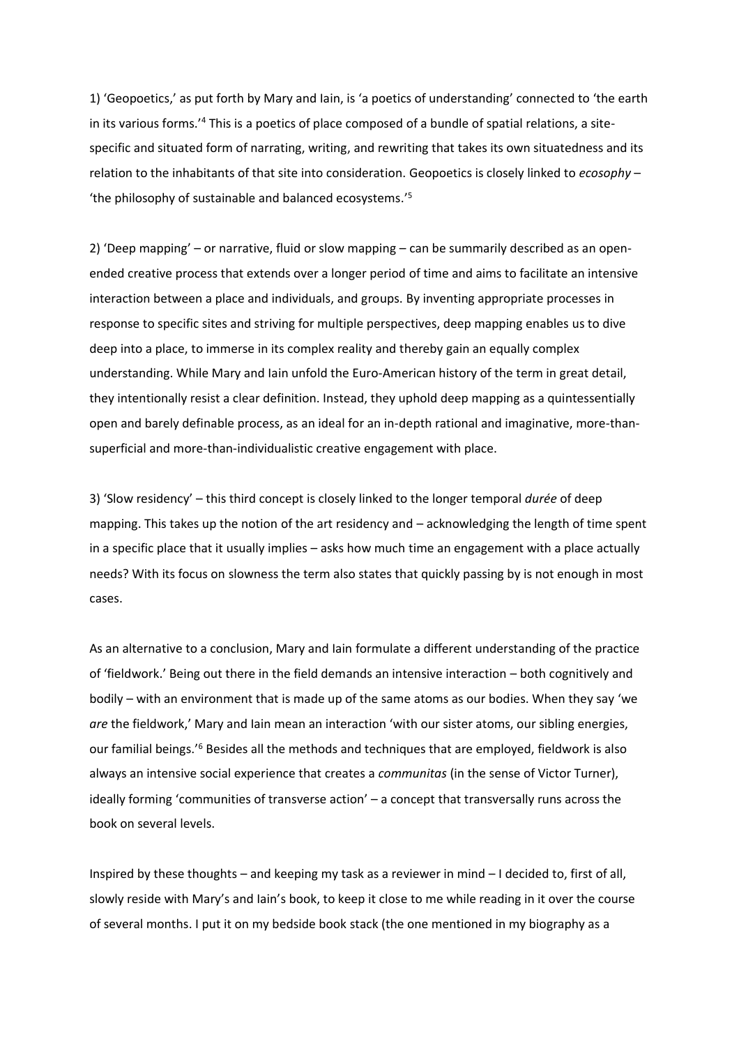1) 'Geopoetics,' as put forth by Mary and Iain, is 'a poetics of understanding' connected to 'the earth in its various forms.'[4] This is a poetics of place composed of a bundle of spatial relations, a site-specific and situated form of narrating, writing, and rewriting that takes its own situatedness and its relation to the inhabitants of that site into consideration. Geopoetics is closely linked to *ecosophy* – 'the philosophy of sustainable and balanced ecosystems.'[5]

2) 'Deep mapping' – or narrative, fluid or slow mapping – can be summarily described as an open-ended creative process that extends over a longer period of time and aims to facilitate an intensive interaction between a place and individuals, and groups. By inventing appropriate processes in response to specific sites and striving for multiple perspectives, deep mapping enables us to dive deep into a place, to immerse in its complex reality and thereby gain an equally complex understanding. While Mary and Iain unfold the Euro-American history of the term in great detail, they intentionally resist a clear definition. Instead, they uphold deep mapping as a quintessentially open and barely definable process, as an ideal for an in-depth rational and imaginative, more-than-superficial and more-than-individualistic creative engagement with place.

3) 'Slow residency' – this third concept is closely linked to the longer temporal *durée* of deep mapping. This takes up the notion of the art residency and – acknowledging the length of time spent in a specific place that it usually implies – asks how much time an engagement with a place actually needs? With its focus on slowness the term also states that quickly passing by is not enough in most cases.

As an alternative to a conclusion, Mary and Iain formulate a different understanding of the practice of 'fieldwork.' Being out there in the field demands an intensive interaction – both cognitively and bodily – with an environment that is made up of the same atoms as our bodies. When they say 'we *are* the fieldwork,' Mary and Iain mean an interaction 'with our sister atoms, our sibling energies, our familial beings.'[6] Besides all the methods and techniques that are employed, fieldwork is also always an intensive social experience that creates a *communitas* (in the sense of Victor Turner), ideally forming 'communities of transverse action' – a concept that transversally runs across the book on several levels.

Inspired by these thoughts – and keeping my task as a reviewer in mind – I decided to, first of all, slowly reside with Mary's and Iain's book, to keep it close to me while reading in it over the course of several months. I put it on my bedside book stack (the one mentioned in my biography as a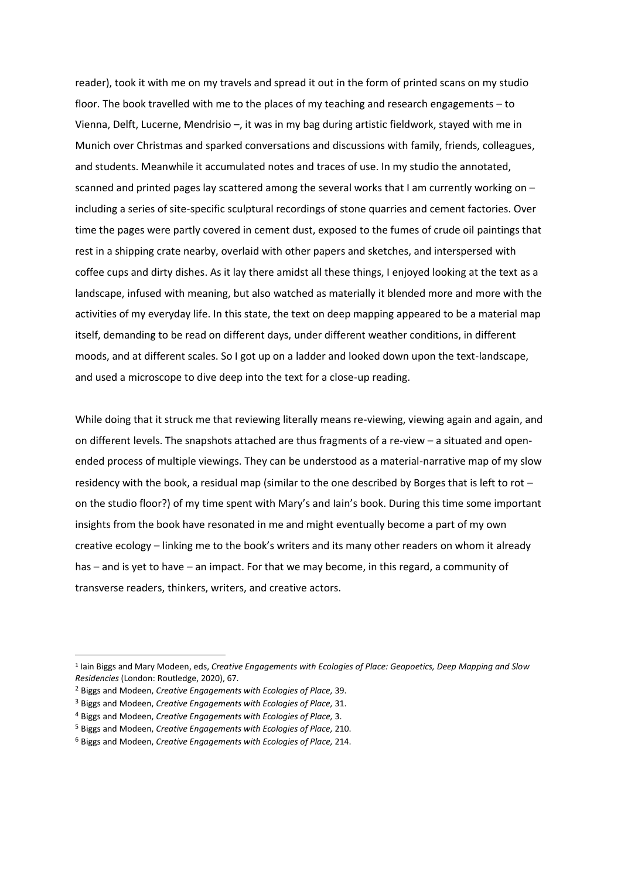reader), took it with me on my travels and spread it out in the form of printed scans on my studio floor. The book travelled with me to the places of my teaching and research engagements – to Vienna, Delft, Lucerne, Mendrisio –, it was in my bag during artistic fieldwork, stayed with me in Munich over Christmas and sparked conversations and discussions with family, friends, colleagues, and students. Meanwhile it accumulated notes and traces of use. In my studio the annotated, scanned and printed pages lay scattered among the several works that I am currently working on – including a series of site-specific sculptural recordings of stone quarries and cement factories. Over time the pages were partly covered in cement dust, exposed to the fumes of crude oil paintings that rest in a shipping crate nearby, overlaid with other papers and sketches, and interspersed with coffee cups and dirty dishes. As it lay there amidst all these things, I enjoyed looking at the text as a landscape, infused with meaning, but also watched as materially it blended more and more with the activities of my everyday life. In this state, the text on deep mapping appeared to be a material map itself, demanding to be read on different days, under different weather conditions, in different moods, and at different scales. So I got up on a ladder and looked down upon the text-landscape, and used a microscope to dive deep into the text for a close-up reading.

While doing that it struck me that reviewing literally means re-viewing, viewing again and again, and on different levels. The snapshots attached are thus fragments of a re-view – a situated and open-ended process of multiple viewings. They can be understood as a material-narrative map of my slow residency with the book, a residual map (similar to the one described by Borges that is left to rot – on the studio floor?) of my time spent with Mary's and Iain's book. During this time some important insights from the book have resonated in me and might eventually become a part of my own creative ecology – linking me to the book's writers and its many other readers on whom it already has – and is yet to have – an impact. For that we may become, in this regard, a community of transverse readers, thinkers, writers, and creative actors.

---

[1] Iain Biggs and Mary Modeen, eds, *Creative Engagements with Ecologies of Place: Geopoetics, Deep Mapping and Slow Residencies* (London: Routledge, 2020), 67.

[2] Biggs and Modeen, *Creative Engagements with Ecologies of Place,* 39.

[3] Biggs and Modeen, *Creative Engagements with Ecologies of Place,* 31.

[4] Biggs and Modeen, *Creative Engagements with Ecologies of Place,* 3.

[5] Biggs and Modeen, *Creative Engagements with Ecologies of Place,* 210.

[6] Biggs and Modeen, *Creative Engagements with Ecologies of Place,* 214.